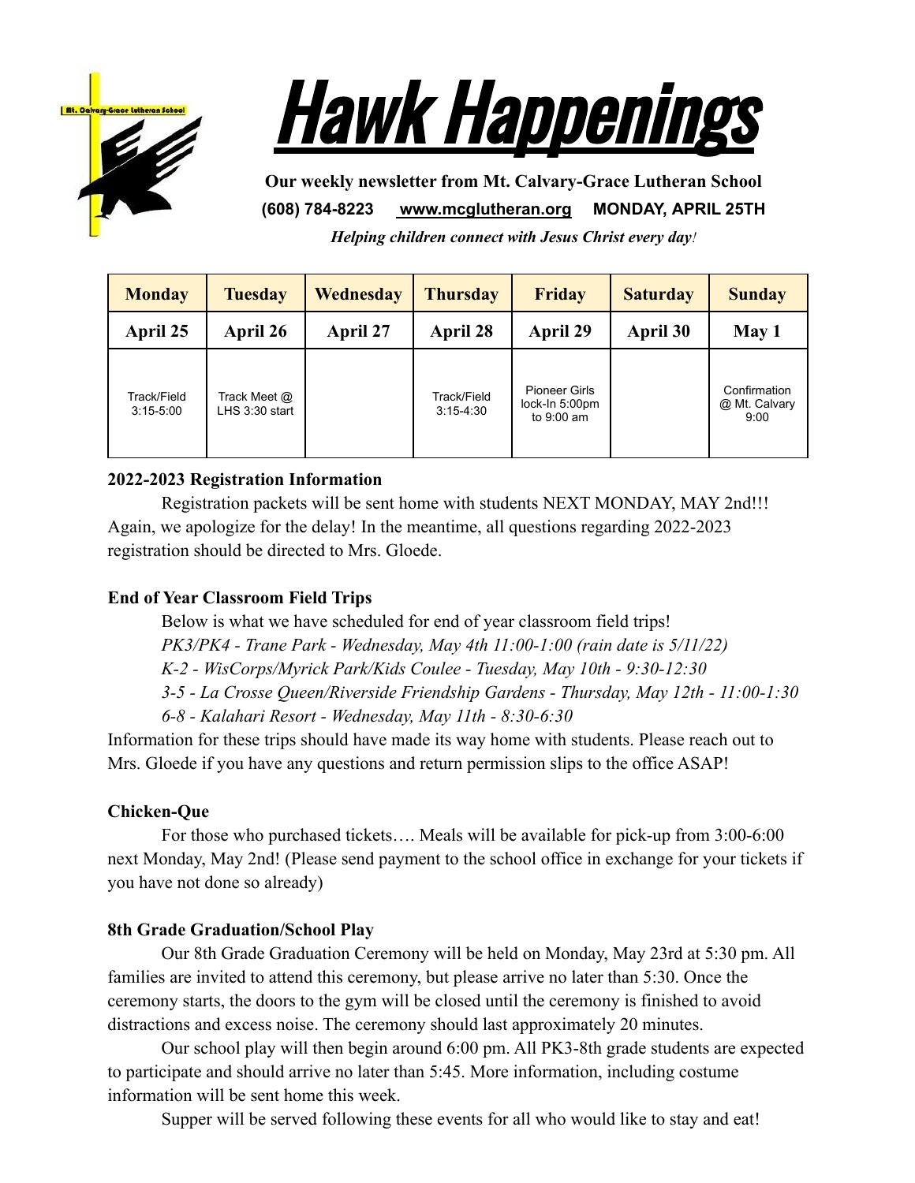# Hawk Happenings

**Our weekly newsletter from Mt. Calvary-Grace Lutheran School**

**(608) 784-8223 [www.mcglutheran.org](http://www.mcglutheran.org) MONDAY, APRIL 25TH**

***Helping children connect with Jesus Christ every day!***

| Monday | Tuesday | Wednesday | Thursday | Friday | Saturday | Sunday |
|---|---|---|---|---|---|---|
| **April 25** | **April 26** | **April 27** | **April 28** | **April 29** | **April 30** | **May 1** |
| Track/Field 3:15-5:00 | Track Meet @ LHS 3:30 start | | Track/Field 3:15-4:30 | Pioneer Girls lock-In 5:00pm to 9:00 am | | Confirmation @ Mt. Calvary 9:00 |

**2022-2023 Registration Information**

Registration packets will be sent home with students NEXT MONDAY, MAY 2nd!!! Again, we apologize for the delay! In the meantime, all questions regarding 2022-2023 registration should be directed to Mrs. Gloede.

**End of Year Classroom Field Trips**

Below is what we have scheduled for end of year classroom field trips!

*PK3/PK4 - Trane Park - Wednesday, May 4th 11:00-1:00 (rain date is 5/11/22)*

*K-2 - WisCorps/Myrick Park/Kids Coulee - Tuesday, May 10th - 9:30-12:30*

*3-5 - La Crosse Queen/Riverside Friendship Gardens - Thursday, May 12th - 11:00-1:30*

*6-8 - Kalahari Resort - Wednesday, May 11th - 8:30-6:30*

Information for these trips should have made its way home with students. Please reach out to Mrs. Gloede if you have any questions and return permission slips to the office ASAP!

**Chicken-Que**

For those who purchased tickets…. Meals will be available for pick-up from 3:00-6:00 next Monday, May 2nd! (Please send payment to the school office in exchange for your tickets if you have not done so already)

**8th Grade Graduation/School Play**

Our 8th Grade Graduation Ceremony will be held on Monday, May 23rd at 5:30 pm. All families are invited to attend this ceremony, but please arrive no later than 5:30. Once the ceremony starts, the doors to the gym will be closed until the ceremony is finished to avoid distractions and excess noise. The ceremony should last approximately 20 minutes.

Our school play will then begin around 6:00 pm. All PK3-8th grade students are expected to participate and should arrive no later than 5:45. More information, including costume information will be sent home this week.

Supper will be served following these events for all who would like to stay and eat!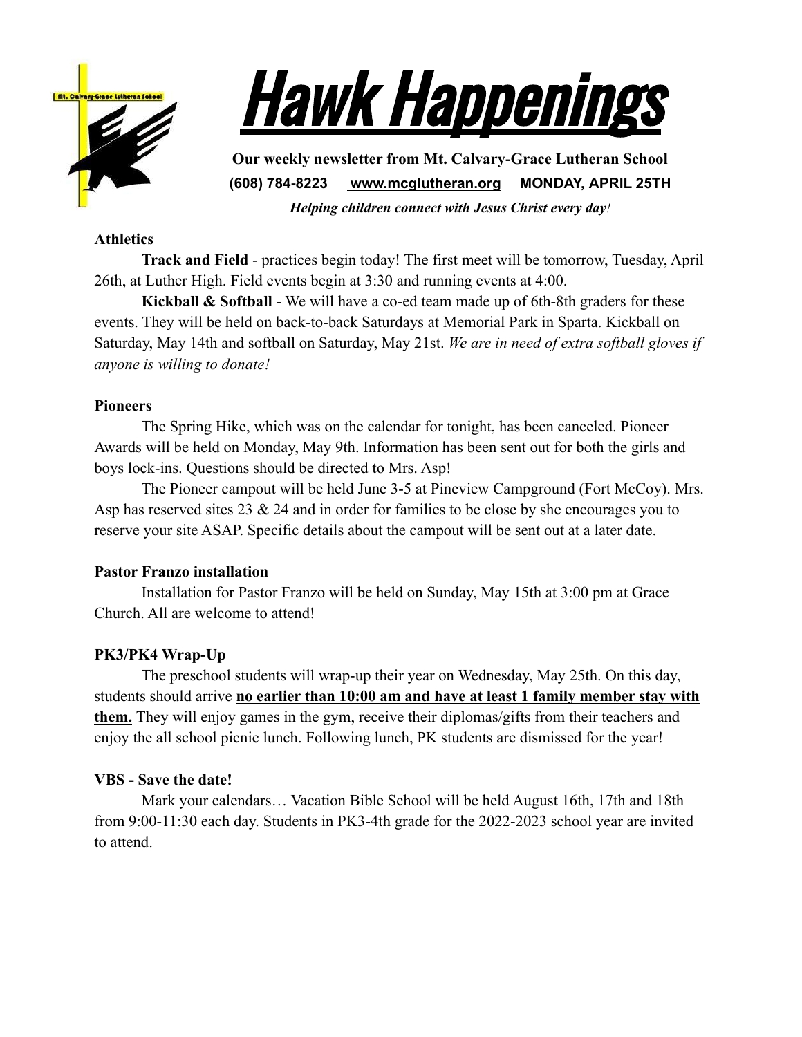# Hawk Happenings

**Our weekly newsletter from Mt. Calvary-Grace Lutheran School**

**(608) 784-8223 www.mcglutheran.org MONDAY, APRIL 25TH**

***Helping children connect with Jesus Christ every day!***

**Athletics**

**Track and Field** - practices begin today! The first meet will be tomorrow, Tuesday, April 26th, at Luther High. Field events begin at 3:30 and running events at 4:00.

**Kickball & Softball** - We will have a co-ed team made up of 6th-8th graders for these events. They will be held on back-to-back Saturdays at Memorial Park in Sparta. Kickball on Saturday, May 14th and softball on Saturday, May 21st. *We are in need of extra softball gloves if anyone is willing to donate!*

**Pioneers**

The Spring Hike, which was on the calendar for tonight, has been canceled. Pioneer Awards will be held on Monday, May 9th. Information has been sent out for both the girls and boys lock-ins. Questions should be directed to Mrs. Asp!

The Pioneer campout will be held June 3-5 at Pineview Campground (Fort McCoy). Mrs. Asp has reserved sites 23 & 24 and in order for families to be close by she encourages you to reserve your site ASAP. Specific details about the campout will be sent out at a later date.

**Pastor Franzo installation**

Installation for Pastor Franzo will be held on Sunday, May 15th at 3:00 pm at Grace Church. All are welcome to attend!

**PK3/PK4 Wrap-Up**

The preschool students will wrap-up their year on Wednesday, May 25th. On this day, students should arrive **no earlier than 10:00 am and have at least 1 family member stay with them.** They will enjoy games in the gym, receive their diplomas/gifts from their teachers and enjoy the all school picnic lunch. Following lunch, PK students are dismissed for the year!

**VBS - Save the date!**

Mark your calendars… Vacation Bible School will be held August 16th, 17th and 18th from 9:00-11:30 each day. Students in PK3-4th grade for the 2022-2023 school year are invited to attend.